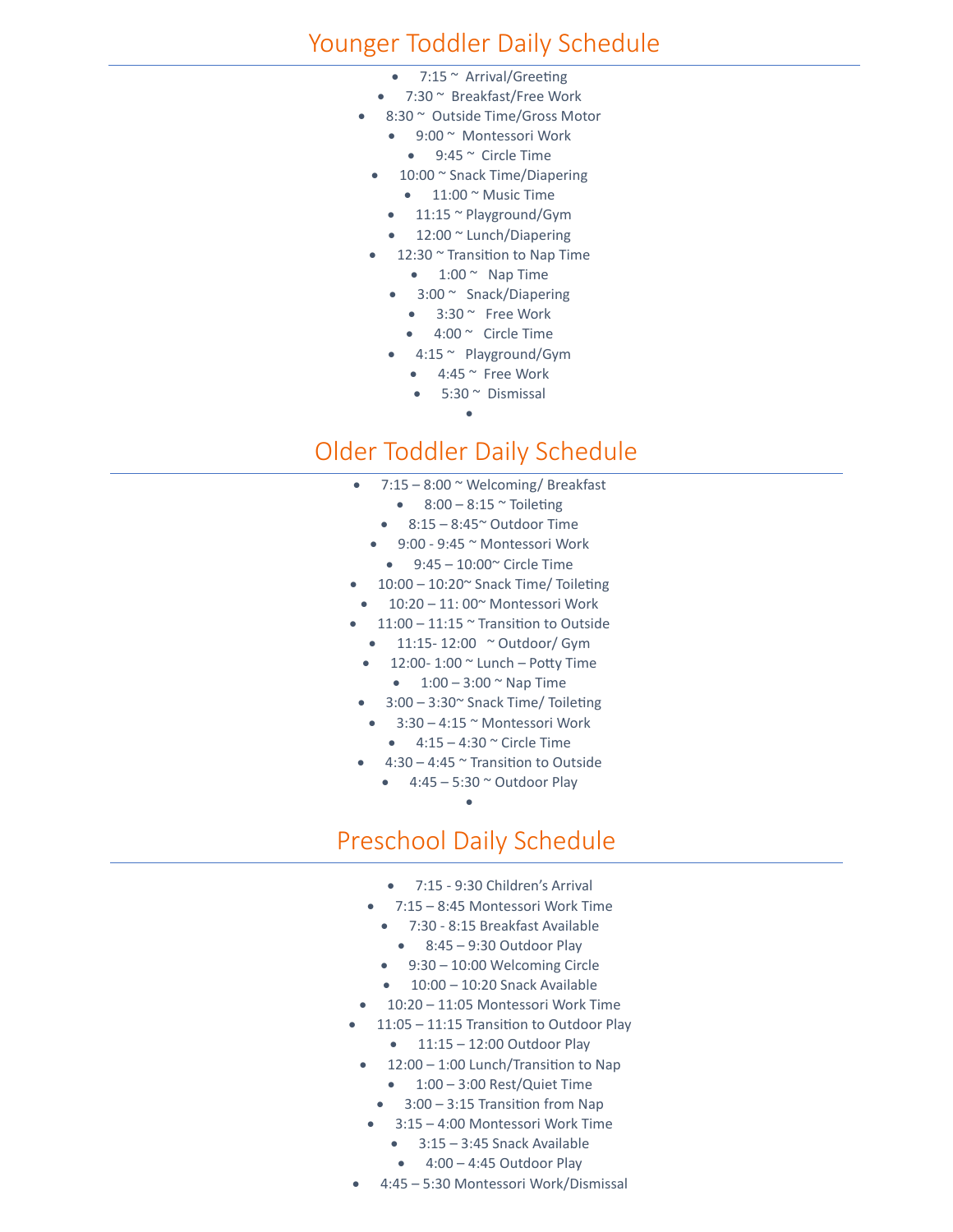# Younger Toddler Daily Schedule

- 7:15 ~ Arrival/Greeting
- 7:30 ~ Breakfast/Free Work
- 8:30 ~ Outside Time/Gross Motor
- 9:00 ~ Montessori Work
- 9:45 ~ Circle Time
- 10:00 ~ Snack Time/Diapering
- 11:00 ~ Music Time
- 11:15 ~ Playground/Gym
- 12:00 ~ Lunch/Diapering
- 12:30 ~ Transition to Nap Time
- 1:00 ~ Nap Time
- 3:00 ~ Snack/Diapering
- 3:30 ~ Free Work
- 4:00 ~ Circle Time
- 4:15 ~ Playground/Gym
- 4:45 ~ Free Work
- 5:30 ~ Dismissal

# Older Toddler Daily Schedule

- 7:15 – 8:00 ~ Welcoming/ Breakfast
- 8:00 – 8:15 ~ Toileting
- 8:15 – 8:45~ Outdoor Time
- 9:00 - 9:45 ~ Montessori Work
- 9:45 – 10:00~ Circle Time
- 10:00 – 10:20~ Snack Time/ Toileting
- 10:20 – 11: 00~ Montessori Work
- 11:00 – 11:15 ~ Transition to Outside
- 11:15- 12:00 ~ Outdoor/ Gym
- 12:00- 1:00 ~ Lunch – Potty Time
- 1:00 – 3:00 ~ Nap Time
- 3:00 – 3:30~ Snack Time/ Toileting
- 3:30 – 4:15 ~ Montessori Work
- 4:15 – 4:30 ~ Circle Time
- 4:30 – 4:45 ~ Transition to Outside
- 4:45 – 5:30 ~ Outdoor Play

# Preschool Daily Schedule

- 7:15 - 9:30 Children's Arrival
- 7:15 – 8:45 Montessori Work Time
- 7:30 - 8:15 Breakfast Available
- 8:45 – 9:30 Outdoor Play
- 9:30 – 10:00 Welcoming Circle
- 10:00 – 10:20 Snack Available
- 10:20 – 11:05 Montessori Work Time
- 11:05 – 11:15 Transition to Outdoor Play
- 11:15 – 12:00 Outdoor Play
- 12:00 – 1:00 Lunch/Transition to Nap
- 1:00 – 3:00 Rest/Quiet Time
- 3:00 – 3:15 Transition from Nap
- 3:15 – 4:00 Montessori Work Time
- 3:15 – 3:45 Snack Available
- 4:00 – 4:45 Outdoor Play
- 4:45 – 5:30 Montessori Work/Dismissal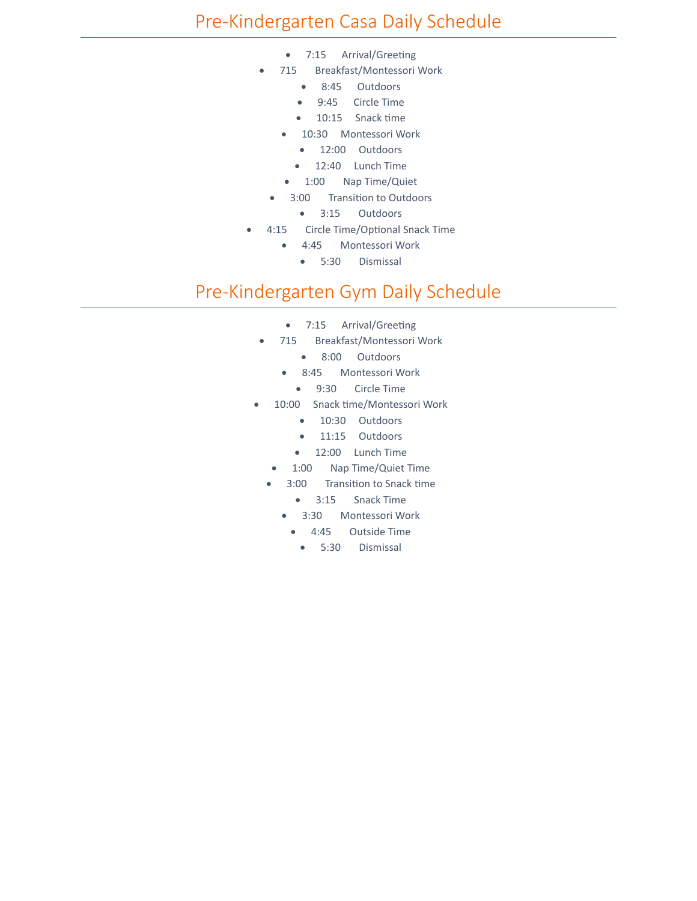# Pre-Kindergarten Casa Daily Schedule

- 7:15 Arrival/Greeting
- 715 Breakfast/Montessori Work
- 8:45 Outdoors
- 9:45 Circle Time
- 10:15 Snack time
- 10:30 Montessori Work
- 12:00 Outdoors
- 12:40 Lunch Time
- 1:00 Nap Time/Quiet
- 3:00 Transition to Outdoors
- 3:15 Outdoors
- 4:15 Circle Time/Optional Snack Time
- 4:45 Montessori Work
- 5:30 Dismissal

# Pre-Kindergarten Gym Daily Schedule

- 7:15 Arrival/Greeting
- 715 Breakfast/Montessori Work
- 8:00 Outdoors
- 8:45 Montessori Work
- 9:30 Circle Time
- 10:00 Snack time/Montessori Work
- 10:30 Outdoors
- 11:15 Outdoors
- 12:00 Lunch Time
- 1:00 Nap Time/Quiet Time
- 3:00 Transition to Snack time
- 3:15 Snack Time
- 3:30 Montessori Work
- 4:45 Outside Time
- 5:30 Dismissal